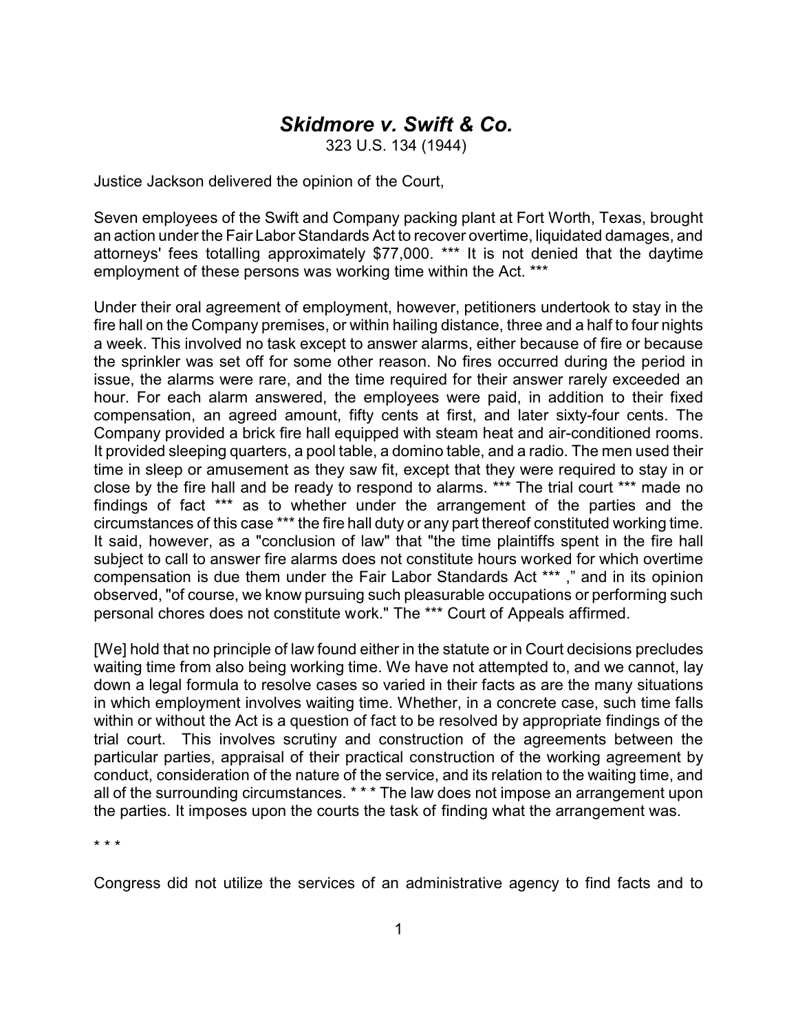# *Skidmore v. Swift & Co.*

323 U.S. 134 (1944)

Justice Jackson delivered the opinion of the Court,

Seven employees of the Swift and Company packing plant at Fort Worth, Texas, brought an action under the Fair Labor Standards Act to recover overtime, liquidated damages, and attorneys' fees totalling approximately $77,000. *** It is not denied that the daytime employment of these persons was working time within the Act. ***

Under their oral agreement of employment, however, petitioners undertook to stay in the fire hall on the Company premises, or within hailing distance, three and a half to four nights a week. This involved no task except to answer alarms, either because of fire or because the sprinkler was set off for some other reason. No fires occurred during the period in issue, the alarms were rare, and the time required for their answer rarely exceeded an hour. For each alarm answered, the employees were paid, in addition to their fixed compensation, an agreed amount, fifty cents at first, and later sixty-four cents. The Company provided a brick fire hall equipped with steam heat and air-conditioned rooms. It provided sleeping quarters, a pool table, a domino table, and a radio. The men used their time in sleep or amusement as they saw fit, except that they were required to stay in or close by the fire hall and be ready to respond to alarms. *** The trial court *** made no findings of fact *** as to whether under the arrangement of the parties and the circumstances of this case *** the fire hall duty or any part thereof constituted working time. It said, however, as a "conclusion of law" that "the time plaintiffs spent in the fire hall subject to call to answer fire alarms does not constitute hours worked for which overtime compensation is due them under the Fair Labor Standards Act *** ," and in its opinion observed, "of course, we know pursuing such pleasurable occupations or performing such personal chores does not constitute work." The *** Court of Appeals affirmed.

[We] hold that no principle of law found either in the statute or in Court decisions precludes waiting time from also being working time. We have not attempted to, and we cannot, lay down a legal formula to resolve cases so varied in their facts as are the many situations in which employment involves waiting time. Whether, in a concrete case, such time falls within or without the Act is a question of fact to be resolved by appropriate findings of the trial court. This involves scrutiny and construction of the agreements between the particular parties, appraisal of their practical construction of the working agreement by conduct, consideration of the nature of the service, and its relation to the waiting time, and all of the surrounding circumstances. * * * The law does not impose an arrangement upon the parties. It imposes upon the courts the task of finding what the arrangement was.

\* \* \*

Congress did not utilize the services of an administrative agency to find facts and to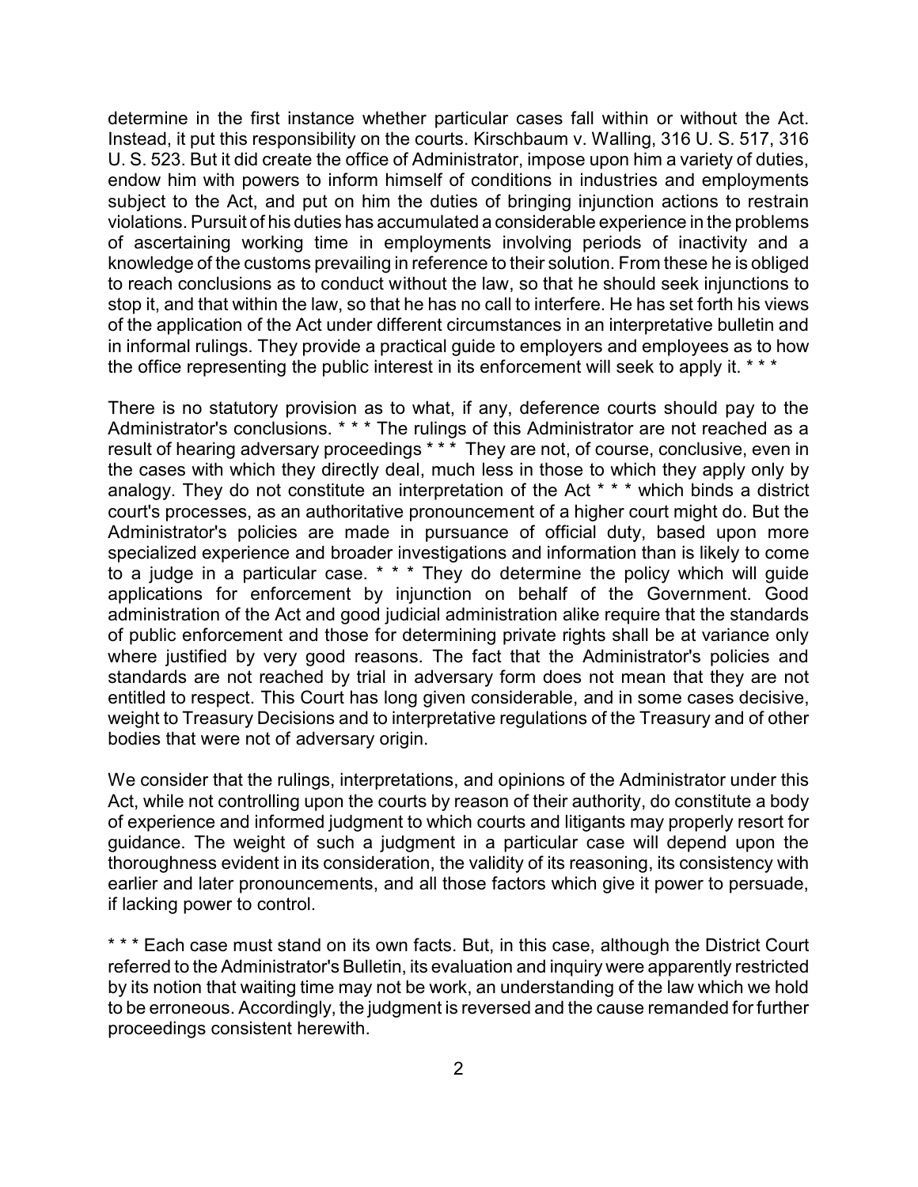determine in the first instance whether particular cases fall within or without the Act. Instead, it put this responsibility on the courts. Kirschbaum v. Walling, 316 U. S. 517, 316 U. S. 523. But it did create the office of Administrator, impose upon him a variety of duties, endow him with powers to inform himself of conditions in industries and employments subject to the Act, and put on him the duties of bringing injunction actions to restrain violations. Pursuit of his duties has accumulated a considerable experience in the problems of ascertaining working time in employments involving periods of inactivity and a knowledge of the customs prevailing in reference to their solution. From these he is obliged to reach conclusions as to conduct without the law, so that he should seek injunctions to stop it, and that within the law, so that he has no call to interfere. He has set forth his views of the application of the Act under different circumstances in an interpretative bulletin and in informal rulings. They provide a practical guide to employers and employees as to how the office representing the public interest in its enforcement will seek to apply it. * * *

There is no statutory provision as to what, if any, deference courts should pay to the Administrator's conclusions. * * * The rulings of this Administrator are not reached as a result of hearing adversary proceedings * * * They are not, of course, conclusive, even in the cases with which they directly deal, much less in those to which they apply only by analogy. They do not constitute an interpretation of the Act * * * which binds a district court's processes, as an authoritative pronouncement of a higher court might do. But the Administrator's policies are made in pursuance of official duty, based upon more specialized experience and broader investigations and information than is likely to come to a judge in a particular case. * * * They do determine the policy which will guide applications for enforcement by injunction on behalf of the Government. Good administration of the Act and good judicial administration alike require that the standards of public enforcement and those for determining private rights shall be at variance only where justified by very good reasons. The fact that the Administrator's policies and standards are not reached by trial in adversary form does not mean that they are not entitled to respect. This Court has long given considerable, and in some cases decisive, weight to Treasury Decisions and to interpretative regulations of the Treasury and of other bodies that were not of adversary origin.

We consider that the rulings, interpretations, and opinions of the Administrator under this Act, while not controlling upon the courts by reason of their authority, do constitute a body of experience and informed judgment to which courts and litigants may properly resort for guidance. The weight of such a judgment in a particular case will depend upon the thoroughness evident in its consideration, the validity of its reasoning, its consistency with earlier and later pronouncements, and all those factors which give it power to persuade, if lacking power to control.

* * * Each case must stand on its own facts. But, in this case, although the District Court referred to the Administrator's Bulletin, its evaluation and inquiry were apparently restricted by its notion that waiting time may not be work, an understanding of the law which we hold to be erroneous. Accordingly, the judgment is reversed and the cause remanded for further proceedings consistent herewith.